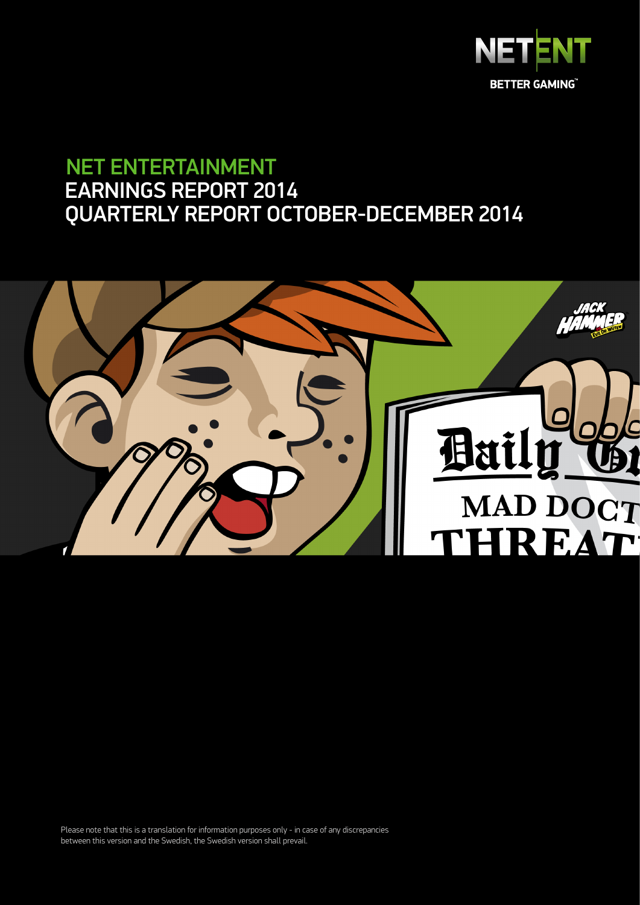# NET ENTERTAINMENT
# EARNINGS REPORT 2014
# QUARTERLY REPORT OCTOBER-DECEMBER 2014

Please note that this is a translation for information purposes only - in case of any discrepancies between this version and the Swedish, the Swedish version shall prevail.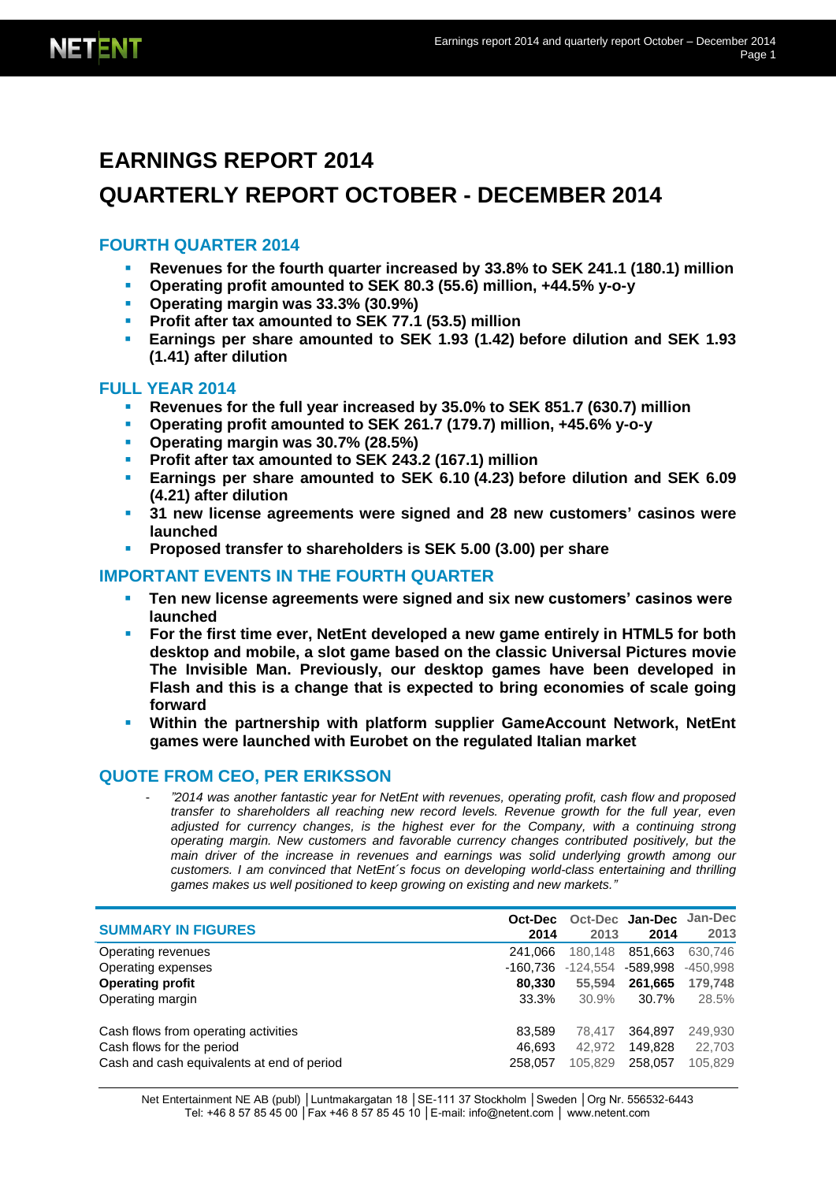# EARNINGS REPORT 2014

# QUARTERLY REPORT OCTOBER - DECEMBER 2014

## FOURTH QUARTER 2014

- **Revenues for the fourth quarter increased by 33.8% to SEK 241.1 (180.1) million**
- **Operating profit amounted to SEK 80.3 (55.6) million, +44.5% y-o-y**
- **Operating margin was 33.3% (30.9%)**
- **Profit after tax amounted to SEK 77.1 (53.5) million**
- **Earnings per share amounted to SEK 1.93 (1.42) before dilution and SEK 1.93 (1.41) after dilution**

## FULL YEAR 2014

- **Revenues for the full year increased by 35.0% to SEK 851.7 (630.7) million**
- **Operating profit amounted to SEK 261.7 (179.7) million, +45.6% y-o-y**
- **Operating margin was 30.7% (28.5%)**
- **Profit after tax amounted to SEK 243.2 (167.1) million**
- **Earnings per share amounted to SEK 6.10 (4.23) before dilution and SEK 6.09 (4.21) after dilution**
- **31 new license agreements were signed and 28 new customers' casinos were launched**
- **Proposed transfer to shareholders is SEK 5.00 (3.00) per share**

## IMPORTANT EVENTS IN THE FOURTH QUARTER

- **Ten new license agreements were signed and six new customers' casinos were launched**
- **For the first time ever, NetEnt developed a new game entirely in HTML5 for both desktop and mobile, a slot game based on the classic Universal Pictures movie The Invisible Man. Previously, our desktop games have been developed in Flash and this is a change that is expected to bring economies of scale going forward**
- **Within the partnership with platform supplier GameAccount Network, NetEnt games were launched with Eurobet on the regulated Italian market**

## QUOTE FROM CEO, PER ERIKSSON

- *"2014 was another fantastic year for NetEnt with revenues, operating profit, cash flow and proposed transfer to shareholders all reaching new record levels. Revenue growth for the full year, even adjusted for currency changes, is the highest ever for the Company, with a continuing strong operating margin. New customers and favorable currency changes contributed positively, but the main driver of the increase in revenues and earnings was solid underlying growth among our customers. I am convinced that NetEnt´s focus on developing world-class entertaining and thrilling games makes us well positioned to keep growing on existing and new markets."*

| SUMMARY IN FIGURES | Oct-Dec 2014 | Oct-Dec 2013 | Jan-Dec 2014 | Jan-Dec 2013 |
|---|---|---|---|---|
| Operating revenues | 241,066 | 180,148 | 851,663 | 630,746 |
| Operating expenses | -160,736 | -124,554 | -589,998 | -450,998 |
| **Operating profit** | **80,330** | **55,594** | **261,665** | **179,748** |
| Operating margin | 33.3% | 30.9% | 30.7% | 28.5% |
| | | | | |
| Cash flows from operating activities | 83,589 | 78,417 | 364,897 | 249,930 |
| Cash flows for the period | 46,693 | 42,972 | 149,828 | 22,703 |
| Cash and cash equivalents at end of period | 258,057 | 105,829 | 258,057 | 105,829 |

Net Entertainment NE AB (publ) │Luntmakargatan 18 │SE-111 37 Stockholm │Sweden │Org Nr. 556532-6443
Tel: +46 8 57 85 45 00 │Fax +46 8 57 85 45 10 │E-mail: info@netent.com │ www.netent.com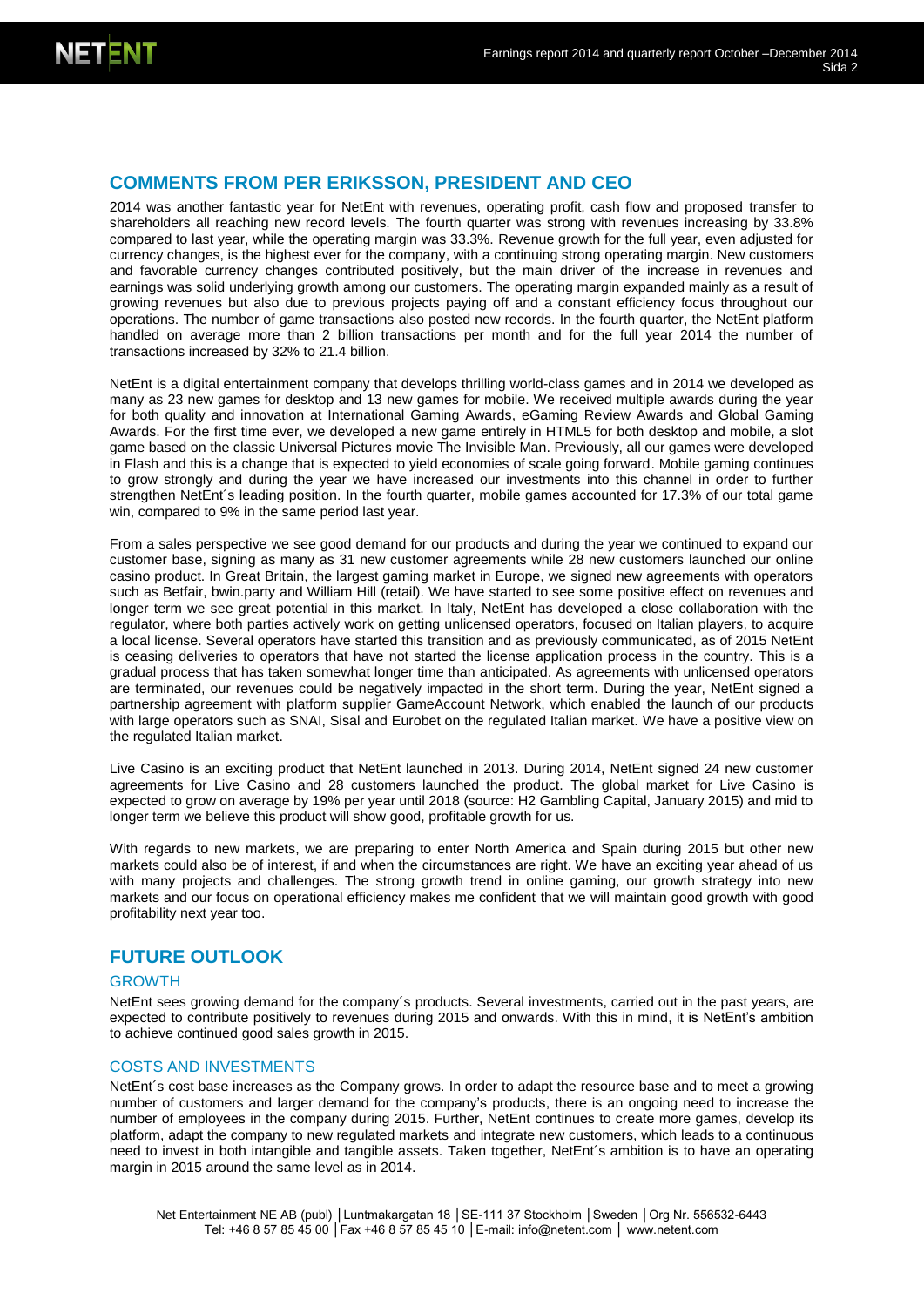## COMMENTS FROM PER ERIKSSON, PRESIDENT AND CEO

2014 was another fantastic year for NetEnt with revenues, operating profit, cash flow and proposed transfer to shareholders all reaching new record levels. The fourth quarter was strong with revenues increasing by 33.8% compared to last year, while the operating margin was 33.3%. Revenue growth for the full year, even adjusted for currency changes, is the highest ever for the company, with a continuing strong operating margin. New customers and favorable currency changes contributed positively, but the main driver of the increase in revenues and earnings was solid underlying growth among our customers. The operating margin expanded mainly as a result of growing revenues but also due to previous projects paying off and a constant efficiency focus throughout our operations. The number of game transactions also posted new records. In the fourth quarter, the NetEnt platform handled on average more than 2 billion transactions per month and for the full year 2014 the number of transactions increased by 32% to 21.4 billion.

NetEnt is a digital entertainment company that develops thrilling world-class games and in 2014 we developed as many as 23 new games for desktop and 13 new games for mobile. We received multiple awards during the year for both quality and innovation at International Gaming Awards, eGaming Review Awards and Global Gaming Awards. For the first time ever, we developed a new game entirely in HTML5 for both desktop and mobile, a slot game based on the classic Universal Pictures movie The Invisible Man. Previously, all our games were developed in Flash and this is a change that is expected to yield economies of scale going forward. Mobile gaming continues to grow strongly and during the year we have increased our investments into this channel in order to further strengthen NetEnt´s leading position. In the fourth quarter, mobile games accounted for 17.3% of our total game win, compared to 9% in the same period last year.

From a sales perspective we see good demand for our products and during the year we continued to expand our customer base, signing as many as 31 new customer agreements while 28 new customers launched our online casino product. In Great Britain, the largest gaming market in Europe, we signed new agreements with operators such as Betfair, bwin.party and William Hill (retail). We have started to see some positive effect on revenues and longer term we see great potential in this market. In Italy, NetEnt has developed a close collaboration with the regulator, where both parties actively work on getting unlicensed operators, focused on Italian players, to acquire a local license. Several operators have started this transition and as previously communicated, as of 2015 NetEnt is ceasing deliveries to operators that have not started the license application process in the country. This is a gradual process that has taken somewhat longer time than anticipated. As agreements with unlicensed operators are terminated, our revenues could be negatively impacted in the short term. During the year, NetEnt signed a partnership agreement with platform supplier GameAccount Network, which enabled the launch of our products with large operators such as SNAI, Sisal and Eurobet on the regulated Italian market. We have a positive view on the regulated Italian market.

Live Casino is an exciting product that NetEnt launched in 2013. During 2014, NetEnt signed 24 new customer agreements for Live Casino and 28 customers launched the product. The global market for Live Casino is expected to grow on average by 19% per year until 2018 (source: H2 Gambling Capital, January 2015) and mid to longer term we believe this product will show good, profitable growth for us.

With regards to new markets, we are preparing to enter North America and Spain during 2015 but other new markets could also be of interest, if and when the circumstances are right. We have an exciting year ahead of us with many projects and challenges. The strong growth trend in online gaming, our growth strategy into new markets and our focus on operational efficiency makes me confident that we will maintain good growth with good profitability next year too.

## FUTURE OUTLOOK

### GROWTH

NetEnt sees growing demand for the company´s products. Several investments, carried out in the past years, are expected to contribute positively to revenues during 2015 and onwards. With this in mind, it is NetEnt's ambition to achieve continued good sales growth in 2015.

### COSTS AND INVESTMENTS

NetEnt´s cost base increases as the Company grows. In order to adapt the resource base and to meet a growing number of customers and larger demand for the company's products, there is an ongoing need to increase the number of employees in the company during 2015. Further, NetEnt continues to create more games, develop its platform, adapt the company to new regulated markets and integrate new customers, which leads to a continuous need to invest in both intangible and tangible assets. Taken together, NetEnt´s ambition is to have an operating margin in 2015 around the same level as in 2014.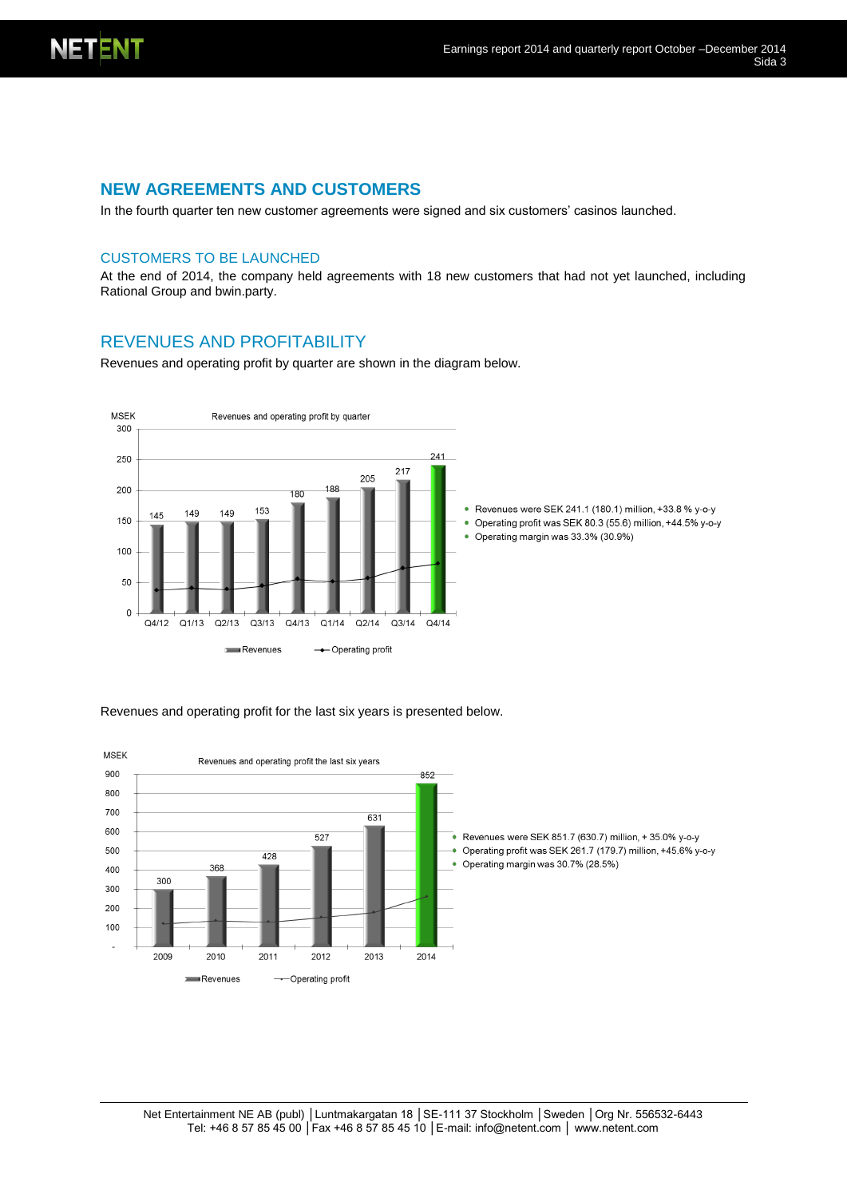## NEW AGREEMENTS AND CUSTOMERS

In the fourth quarter ten new customer agreements were signed and six customers' casinos launched.

### CUSTOMERS TO BE LAUNCHED

At the end of 2014, the company held agreements with 18 new customers that had not yet launched, including Rational Group and bwin.party.

### REVENUES AND PROFITABILITY

Revenues and operating profit by quarter are shown in the diagram below.

- Revenues were SEK 241.1 (180.1) million, +33.8 % y-o-y
- Operating profit was SEK 80.3 (55.6) million, +44.5% y-o-y
- Operating margin was 33.3% (30.9%)

Revenues and operating profit for the last six years is presented below.

- Revenues were SEK 851.7 (630.7) million, + 35.0% y-o-y
- Operating profit was SEK 261.7 (179.7) million, +45.6% y-o-y
- Operating margin was 30.7% (28.5%)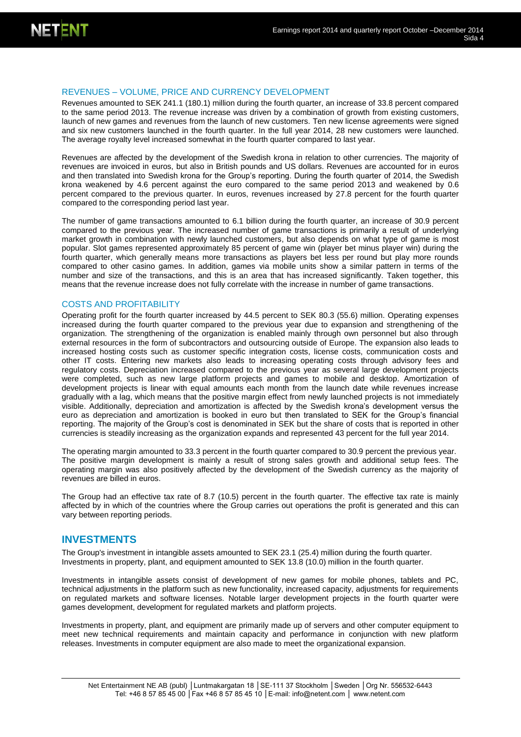### REVENUES – VOLUME, PRICE AND CURRENCY DEVELOPMENT

Revenues amounted to SEK 241.1 (180.1) million during the fourth quarter, an increase of 33.8 percent compared to the same period 2013. The revenue increase was driven by a combination of growth from existing customers, launch of new games and revenues from the launch of new customers. Ten new license agreements were signed and six new customers launched in the fourth quarter. In the full year 2014, 28 new customers were launched. The average royalty level increased somewhat in the fourth quarter compared to last year.

Revenues are affected by the development of the Swedish krona in relation to other currencies. The majority of revenues are invoiced in euros, but also in British pounds and US dollars. Revenues are accounted for in euros and then translated into Swedish krona for the Group's reporting. During the fourth quarter of 2014, the Swedish krona weakened by 4.6 percent against the euro compared to the same period 2013 and weakened by 0.6 percent compared to the previous quarter. In euros, revenues increased by 27.8 percent for the fourth quarter compared to the corresponding period last year.

The number of game transactions amounted to 6.1 billion during the fourth quarter, an increase of 30.9 percent compared to the previous year. The increased number of game transactions is primarily a result of underlying market growth in combination with newly launched customers, but also depends on what type of game is most popular. Slot games represented approximately 85 percent of game win (player bet minus player win) during the fourth quarter, which generally means more transactions as players bet less per round but play more rounds compared to other casino games. In addition, games via mobile units show a similar pattern in terms of the number and size of the transactions, and this is an area that has increased significantly. Taken together, this means that the revenue increase does not fully correlate with the increase in number of game transactions.

### COSTS AND PROFITABILITY

Operating profit for the fourth quarter increased by 44.5 percent to SEK 80.3 (55.6) million. Operating expenses increased during the fourth quarter compared to the previous year due to expansion and strengthening of the organization. The strengthening of the organization is enabled mainly through own personnel but also through external resources in the form of subcontractors and outsourcing outside of Europe. The expansion also leads to increased hosting costs such as customer specific integration costs, license costs, communication costs and other IT costs. Entering new markets also leads to increasing operating costs through advisory fees and regulatory costs. Depreciation increased compared to the previous year as several large development projects were completed, such as new large platform projects and games to mobile and desktop. Amortization of development projects is linear with equal amounts each month from the launch date while revenues increase gradually with a lag, which means that the positive margin effect from newly launched projects is not immediately visible. Additionally, depreciation and amortization is affected by the Swedish krona's development versus the euro as depreciation and amortization is booked in euro but then translated to SEK for the Group's financial reporting. The majority of the Group's cost is denominated in SEK but the share of costs that is reported in other currencies is steadily increasing as the organization expands and represented 43 percent for the full year 2014.

The operating margin amounted to 33.3 percent in the fourth quarter compared to 30.9 percent the previous year. The positive margin development is mainly a result of strong sales growth and additional setup fees. The operating margin was also positively affected by the development of the Swedish currency as the majority of revenues are billed in euros.

The Group had an effective tax rate of 8.7 (10.5) percent in the fourth quarter. The effective tax rate is mainly affected by in which of the countries where the Group carries out operations the profit is generated and this can vary between reporting periods.

## INVESTMENTS

The Group's investment in intangible assets amounted to SEK 23.1 (25.4) million during the fourth quarter. Investments in property, plant, and equipment amounted to SEK 13.8 (10.0) million in the fourth quarter.

Investments in intangible assets consist of development of new games for mobile phones, tablets and PC, technical adjustments in the platform such as new functionality, increased capacity, adjustments for requirements on regulated markets and software licenses. Notable larger development projects in the fourth quarter were games development, development for regulated markets and platform projects.

Investments in property, plant, and equipment are primarily made up of servers and other computer equipment to meet new technical requirements and maintain capacity and performance in conjunction with new platform releases. Investments in computer equipment are also made to meet the organizational expansion.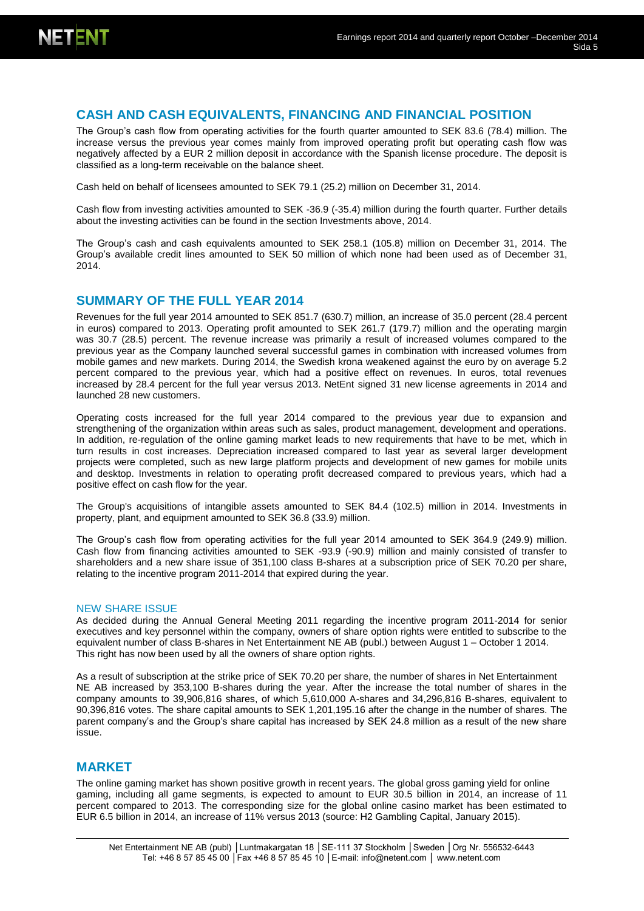## CASH AND CASH EQUIVALENTS, FINANCING AND FINANCIAL POSITION

The Group's cash flow from operating activities for the fourth quarter amounted to SEK 83.6 (78.4) million. The increase versus the previous year comes mainly from improved operating profit but operating cash flow was negatively affected by a EUR 2 million deposit in accordance with the Spanish license procedure. The deposit is classified as a long-term receivable on the balance sheet.

Cash held on behalf of licensees amounted to SEK 79.1 (25.2) million on December 31, 2014.

Cash flow from investing activities amounted to SEK -36.9 (-35.4) million during the fourth quarter. Further details about the investing activities can be found in the section Investments above, 2014.

The Group's cash and cash equivalents amounted to SEK 258.1 (105.8) million on December 31, 2014. The Group's available credit lines amounted to SEK 50 million of which none had been used as of December 31, 2014.

## SUMMARY OF THE FULL YEAR 2014

Revenues for the full year 2014 amounted to SEK 851.7 (630.7) million, an increase of 35.0 percent (28.4 percent in euros) compared to 2013. Operating profit amounted to SEK 261.7 (179.7) million and the operating margin was 30.7 (28.5) percent. The revenue increase was primarily a result of increased volumes compared to the previous year as the Company launched several successful games in combination with increased volumes from mobile games and new markets. During 2014, the Swedish krona weakened against the euro by on average 5.2 percent compared to the previous year, which had a positive effect on revenues. In euros, total revenues increased by 28.4 percent for the full year versus 2013. NetEnt signed 31 new license agreements in 2014 and launched 28 new customers.

Operating costs increased for the full year 2014 compared to the previous year due to expansion and strengthening of the organization within areas such as sales, product management, development and operations. In addition, re-regulation of the online gaming market leads to new requirements that have to be met, which in turn results in cost increases. Depreciation increased compared to last year as several larger development projects were completed, such as new large platform projects and development of new games for mobile units and desktop. Investments in relation to operating profit decreased compared to previous years, which had a positive effect on cash flow for the year.

The Group's acquisitions of intangible assets amounted to SEK 84.4 (102.5) million in 2014. Investments in property, plant, and equipment amounted to SEK 36.8 (33.9) million.

The Group's cash flow from operating activities for the full year 2014 amounted to SEK 364.9 (249.9) million. Cash flow from financing activities amounted to SEK -93.9 (-90.9) million and mainly consisted of transfer to shareholders and a new share issue of 351,100 class B-shares at a subscription price of SEK 70.20 per share, relating to the incentive program 2011-2014 that expired during the year.

### NEW SHARE ISSUE

As decided during the Annual General Meeting 2011 regarding the incentive program 2011-2014 for senior executives and key personnel within the company, owners of share option rights were entitled to subscribe to the equivalent number of class B-shares in Net Entertainment NE AB (publ.) between August 1 – October 1 2014. This right has now been used by all the owners of share option rights.

As a result of subscription at the strike price of SEK 70.20 per share, the number of shares in Net Entertainment NE AB increased by 353,100 B-shares during the year. After the increase the total number of shares in the company amounts to 39,906,816 shares, of which 5,610,000 A-shares and 34,296,816 B-shares, equivalent to 90,396,816 votes. The share capital amounts to SEK 1,201,195.16 after the change in the number of shares. The parent company's and the Group's share capital has increased by SEK 24.8 million as a result of the new share issue.

## MARKET

The online gaming market has shown positive growth in recent years. The global gross gaming yield for online gaming, including all game segments, is expected to amount to EUR 30.5 billion in 2014, an increase of 11 percent compared to 2013. The corresponding size for the global online casino market has been estimated to EUR 6.5 billion in 2014, an increase of 11% versus 2013 (source: H2 Gambling Capital, January 2015).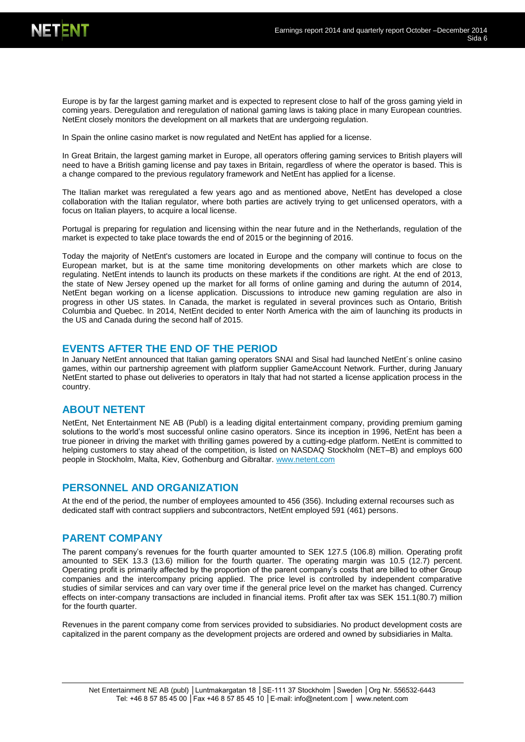Europe is by far the largest gaming market and is expected to represent close to half of the gross gaming yield in coming years. Deregulation and reregulation of national gaming laws is taking place in many European countries. NetEnt closely monitors the development on all markets that are undergoing regulation.

In Spain the online casino market is now regulated and NetEnt has applied for a license.

In Great Britain, the largest gaming market in Europe, all operators offering gaming services to British players will need to have a British gaming license and pay taxes in Britain, regardless of where the operator is based. This is a change compared to the previous regulatory framework and NetEnt has applied for a license.

The Italian market was reregulated a few years ago and as mentioned above, NetEnt has developed a close collaboration with the Italian regulator, where both parties are actively trying to get unlicensed operators, with a focus on Italian players, to acquire a local license.

Portugal is preparing for regulation and licensing within the near future and in the Netherlands, regulation of the market is expected to take place towards the end of 2015 or the beginning of 2016.

Today the majority of NetEnt's customers are located in Europe and the company will continue to focus on the European market, but is at the same time monitoring developments on other markets which are close to regulating. NetEnt intends to launch its products on these markets if the conditions are right. At the end of 2013, the state of New Jersey opened up the market for all forms of online gaming and during the autumn of 2014, NetEnt began working on a license application. Discussions to introduce new gaming regulation are also in progress in other US states. In Canada, the market is regulated in several provinces such as Ontario, British Columbia and Quebec. In 2014, NetEnt decided to enter North America with the aim of launching its products in the US and Canada during the second half of 2015.

## EVENTS AFTER THE END OF THE PERIOD

In January NetEnt announced that Italian gaming operators SNAI and Sisal had launched NetEnt´s online casino games, within our partnership agreement with platform supplier GameAccount Network. Further, during January NetEnt started to phase out deliveries to operators in Italy that had not started a license application process in the country.

## ABOUT NETENT

NetEnt, Net Entertainment NE AB (Publ) is a leading digital entertainment company, providing premium gaming solutions to the world's most successful online casino operators. Since its inception in 1996, NetEnt has been a true pioneer in driving the market with thrilling games powered by a cutting-edge platform. NetEnt is committed to helping customers to stay ahead of the competition, is listed on NASDAQ Stockholm (NET–B) and employs 600 people in Stockholm, Malta, Kiev, Gothenburg and Gibraltar. [www.netent.com](http://www.netent.com)

## PERSONNEL AND ORGANIZATION

At the end of the period, the number of employees amounted to 456 (356). Including external recourses such as dedicated staff with contract suppliers and subcontractors, NetEnt employed 591 (461) persons.

## PARENT COMPANY

The parent company's revenues for the fourth quarter amounted to SEK 127.5 (106.8) million. Operating profit amounted to SEK 13.3 (13.6) million for the fourth quarter. The operating margin was 10.5 (12.7) percent. Operating profit is primarily affected by the proportion of the parent company's costs that are billed to other Group companies and the intercompany pricing applied. The price level is controlled by independent comparative studies of similar services and can vary over time if the general price level on the market has changed. Currency effects on inter-company transactions are included in financial items. Profit after tax was SEK 151.1(80.7) million for the fourth quarter.

Revenues in the parent company come from services provided to subsidiaries. No product development costs are capitalized in the parent company as the development projects are ordered and owned by subsidiaries in Malta.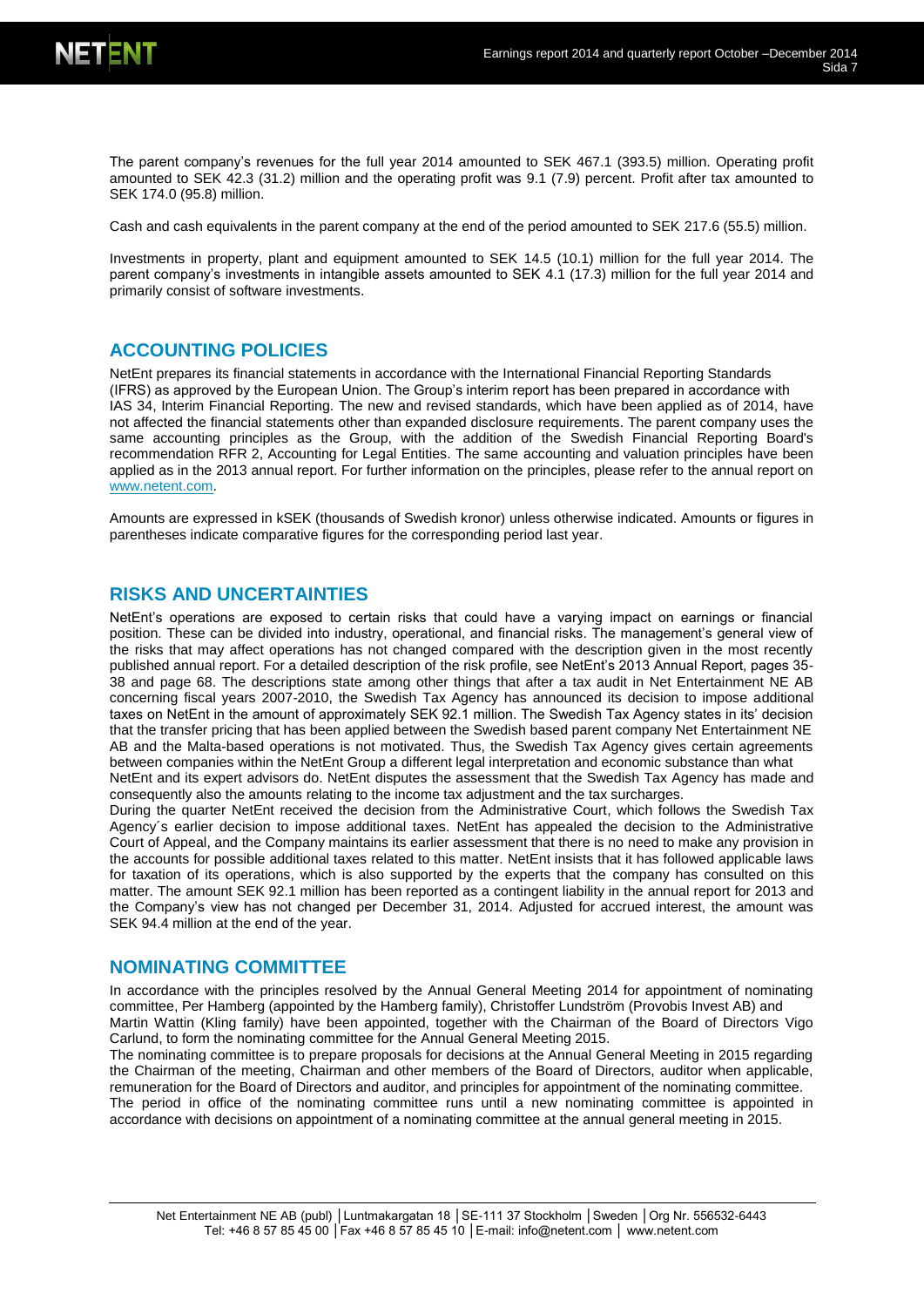The parent company's revenues for the full year 2014 amounted to SEK 467.1 (393.5) million. Operating profit amounted to SEK 42.3 (31.2) million and the operating profit was 9.1 (7.9) percent. Profit after tax amounted to SEK 174.0 (95.8) million.

Cash and cash equivalents in the parent company at the end of the period amounted to SEK 217.6 (55.5) million.

Investments in property, plant and equipment amounted to SEK 14.5 (10.1) million for the full year 2014. The parent company's investments in intangible assets amounted to SEK 4.1 (17.3) million for the full year 2014 and primarily consist of software investments.

## ACCOUNTING POLICIES

NetEnt prepares its financial statements in accordance with the International Financial Reporting Standards (IFRS) as approved by the European Union. The Group's interim report has been prepared in accordance with IAS 34, Interim Financial Reporting. The new and revised standards, which have been applied as of 2014, have not affected the financial statements other than expanded disclosure requirements. The parent company uses the same accounting principles as the Group, with the addition of the Swedish Financial Reporting Board's recommendation RFR 2, Accounting for Legal Entities. The same accounting and valuation principles have been applied as in the 2013 annual report. For further information on the principles, please refer to the annual report on www.netent.com.

Amounts are expressed in kSEK (thousands of Swedish kronor) unless otherwise indicated. Amounts or figures in parentheses indicate comparative figures for the corresponding period last year.

## RISKS AND UNCERTAINTIES

NetEnt's operations are exposed to certain risks that could have a varying impact on earnings or financial position. These can be divided into industry, operational, and financial risks. The management's general view of the risks that may affect operations has not changed compared with the description given in the most recently published annual report. For a detailed description of the risk profile, see NetEnt's 2013 Annual Report, pages 35-38 and page 68. The descriptions state among other things that after a tax audit in Net Entertainment NE AB concerning fiscal years 2007-2010, the Swedish Tax Agency has announced its decision to impose additional taxes on NetEnt in the amount of approximately SEK 92.1 million. The Swedish Tax Agency states in its' decision that the transfer pricing that has been applied between the Swedish based parent company Net Entertainment NE AB and the Malta-based operations is not motivated. Thus, the Swedish Tax Agency gives certain agreements between companies within the NetEnt Group a different legal interpretation and economic substance than what NetEnt and its expert advisors do. NetEnt disputes the assessment that the Swedish Tax Agency has made and consequently also the amounts relating to the income tax adjustment and the tax surcharges.

During the quarter NetEnt received the decision from the Administrative Court, which follows the Swedish Tax Agency´s earlier decision to impose additional taxes. NetEnt has appealed the decision to the Administrative Court of Appeal, and the Company maintains its earlier assessment that there is no need to make any provision in the accounts for possible additional taxes related to this matter. NetEnt insists that it has followed applicable laws for taxation of its operations, which is also supported by the experts that the company has consulted on this matter. The amount SEK 92.1 million has been reported as a contingent liability in the annual report for 2013 and the Company's view has not changed per December 31, 2014. Adjusted for accrued interest, the amount was SEK 94.4 million at the end of the year.

## NOMINATING COMMITTEE

In accordance with the principles resolved by the Annual General Meeting 2014 for appointment of nominating committee, Per Hamberg (appointed by the Hamberg family), Christoffer Lundström (Provobis Invest AB) and Martin Wattin (Kling family) have been appointed, together with the Chairman of the Board of Directors Vigo Carlund, to form the nominating committee for the Annual General Meeting 2015.

The nominating committee is to prepare proposals for decisions at the Annual General Meeting in 2015 regarding the Chairman of the meeting, Chairman and other members of the Board of Directors, auditor when applicable, remuneration for the Board of Directors and auditor, and principles for appointment of the nominating committee.

The period in office of the nominating committee runs until a new nominating committee is appointed in accordance with decisions on appointment of a nominating committee at the annual general meeting in 2015.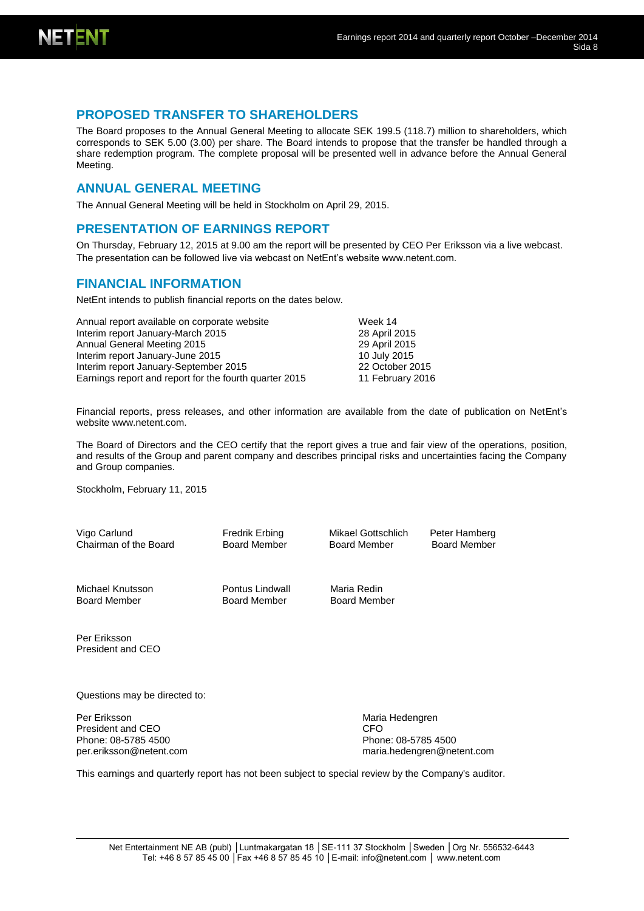## PROPOSED TRANSFER TO SHAREHOLDERS

The Board proposes to the Annual General Meeting to allocate SEK 199.5 (118.7) million to shareholders, which corresponds to SEK 5.00 (3.00) per share. The Board intends to propose that the transfer be handled through a share redemption program. The complete proposal will be presented well in advance before the Annual General Meeting.

## ANNUAL GENERAL MEETING

The Annual General Meeting will be held in Stockholm on April 29, 2015.

## PRESENTATION OF EARNINGS REPORT

On Thursday, February 12, 2015 at 9.00 am the report will be presented by CEO Per Eriksson via a live webcast. The presentation can be followed live via webcast on NetEnt's website www.netent.com.

## FINANCIAL INFORMATION

NetEnt intends to publish financial reports on the dates below.

| | |
|---|---|
| Annual report available on corporate website | Week 14 |
| Interim report January-March 2015 | 28 April 2015 |
| Annual General Meeting 2015 | 29 April 2015 |
| Interim report January-June 2015 | 10 July 2015 |
| Interim report January-September 2015 | 22 October 2015 |
| Earnings report and report for the fourth quarter 2015 | 11 February 2016 |

Financial reports, press releases, and other information are available from the date of publication on NetEnt's website www.netent.com.

The Board of Directors and the CEO certify that the report gives a true and fair view of the operations, position, and results of the Group and parent company and describes principal risks and uncertainties facing the Company and Group companies.

Stockholm, February 11, 2015

| | | | |
|---|---|---|---|
| Vigo Carlund<br>Chairman of the Board | Fredrik Erbing<br>Board Member | Mikael Gottschlich<br>Board Member | Peter Hamberg<br>Board Member |
| Michael Knutsson<br>Board Member | Pontus Lindwall<br>Board Member | Maria Redin<br>Board Member | |

Per Eriksson
President and CEO

Questions may be directed to:

Per Eriksson
President and CEO
Phone: 08-5785 4500
per.eriksson@netent.com

Maria Hedengren
CFO
Phone: 08-5785 4500
maria.hedengren@netent.com

This earnings and quarterly report has not been subject to special review by the Company's auditor.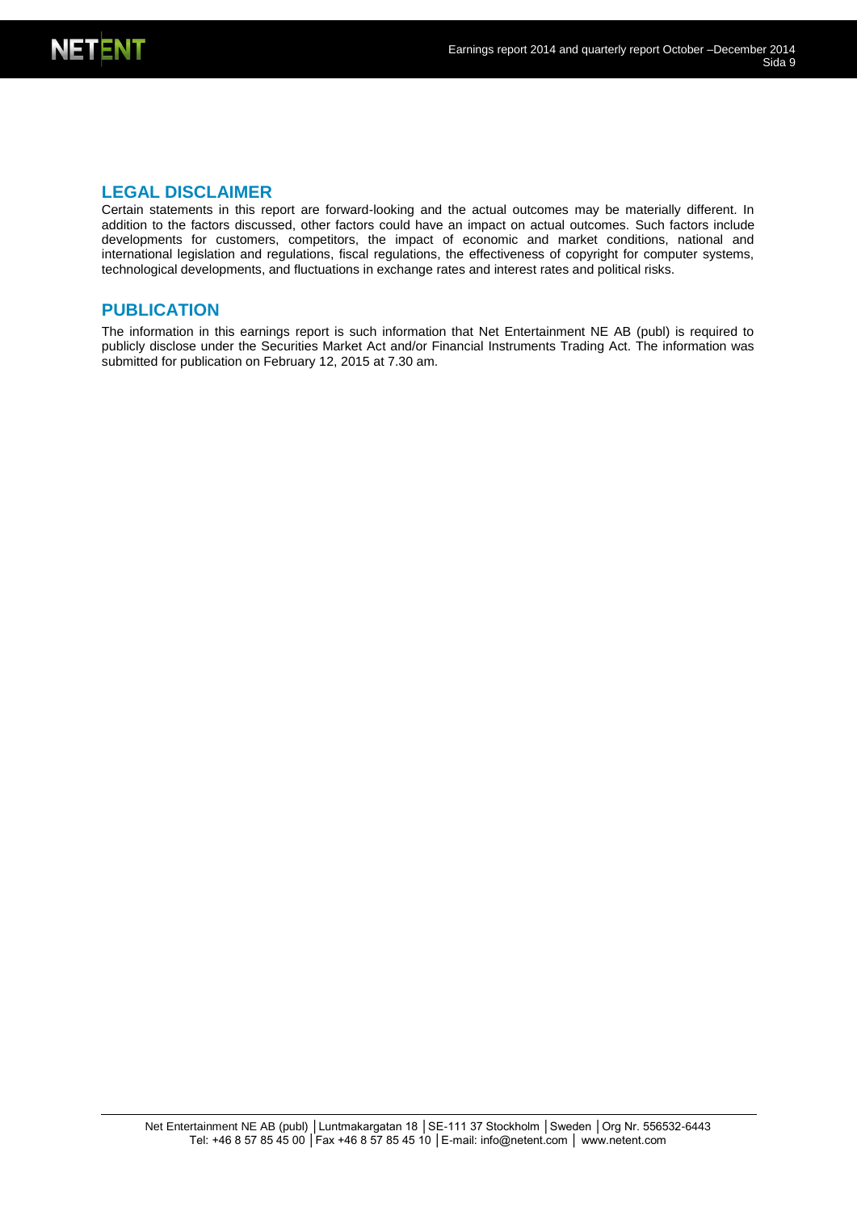## LEGAL DISCLAIMER

Certain statements in this report are forward-looking and the actual outcomes may be materially different. In addition to the factors discussed, other factors could have an impact on actual outcomes. Such factors include developments for customers, competitors, the impact of economic and market conditions, national and international legislation and regulations, fiscal regulations, the effectiveness of copyright for computer systems, technological developments, and fluctuations in exchange rates and interest rates and political risks.

## PUBLICATION

The information in this earnings report is such information that Net Entertainment NE AB (publ) is required to publicly disclose under the Securities Market Act and/or Financial Instruments Trading Act. The information was submitted for publication on February 12, 2015 at 7.30 am.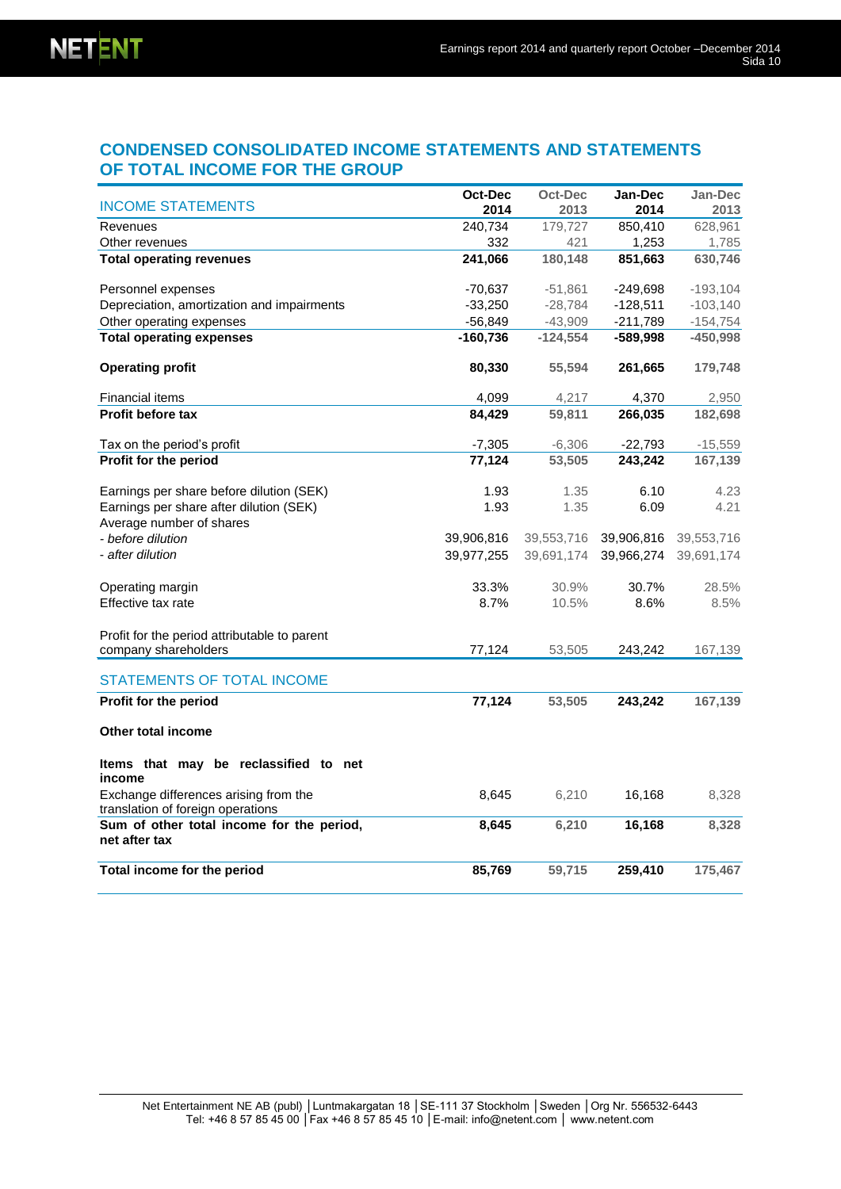## CONDENSED CONSOLIDATED INCOME STATEMENTS AND STATEMENTS OF TOTAL INCOME FOR THE GROUP

| INCOME STATEMENTS | Oct-Dec 2014 | Oct-Dec 2013 | Jan-Dec 2014 | Jan-Dec 2013 |
|---|---|---|---|---|
| Revenues | 240,734 | 179,727 | 850,410 | 628,961 |
| Other revenues | 332 | 421 | 1,253 | 1,785 |
| **Total operating revenues** | **241,066** | **180,148** | **851,663** | **630,746** |
| | | | | |
| Personnel expenses | -70,637 | -51,861 | -249,698 | -193,104 |
| Depreciation, amortization and impairments | -33,250 | -28,784 | -128,511 | -103,140 |
| Other operating expenses | -56,849 | -43,909 | -211,789 | -154,754 |
| **Total operating expenses** | **-160,736** | **-124,554** | **-589,998** | **-450,998** |
| | | | | |
| **Operating profit** | **80,330** | **55,594** | **261,665** | **179,748** |
| | | | | |
| Financial items | 4,099 | 4,217 | 4,370 | 2,950 |
| **Profit before tax** | **84,429** | **59,811** | **266,035** | **182,698** |
| | | | | |
| Tax on the period's profit | -7,305 | -6,306 | -22,793 | -15,559 |
| **Profit for the period** | **77,124** | **53,505** | **243,242** | **167,139** |
| | | | | |
| Earnings per share before dilution (SEK) | 1.93 | 1.35 | 6.10 | 4.23 |
| Earnings per share after dilution (SEK) | 1.93 | 1.35 | 6.09 | 4.21 |
| Average number of shares | | | | |
| *- before dilution* | 39,906,816 | 39,553,716 | 39,906,816 | 39,553,716 |
| *- after dilution* | 39,977,255 | 39,691,174 | 39,966,274 | 39,691,174 |
| | | | | |
| Operating margin | 33.3% | 30.9% | 30.7% | 28.5% |
| Effective tax rate | 8.7% | 10.5% | 8.6% | 8.5% |
| | | | | |
| Profit for the period attributable to parent company shareholders | 77,124 | 53,505 | 243,242 | 167,139 |

| STATEMENTS OF TOTAL INCOME | Oct-Dec 2014 | Oct-Dec 2013 | Jan-Dec 2014 | Jan-Dec 2013 |
|---|---|---|---|---|
| **Profit for the period** | **77,124** | **53,505** | **243,242** | **167,139** |
| | | | | |
| **Other total income** | | | | |
| | | | | |
| **Items that may be reclassified to net income** | | | | |
| Exchange differences arising from the translation of foreign operations | 8,645 | 6,210 | 16,168 | 8,328 |
| **Sum of other total income for the period, net after tax** | **8,645** | **6,210** | **16,168** | **8,328** |
| | | | | |
| **Total income for the period** | **85,769** | **59,715** | **259,410** | **175,467** |

Net Entertainment NE AB (publ) │Luntmakargatan 18 │SE-111 37 Stockholm │Sweden │Org Nr. 556532-6443
Tel: +46 8 57 85 45 00 │Fax +46 8 57 85 45 10 │E-mail: info@netent.com │ www.netent.com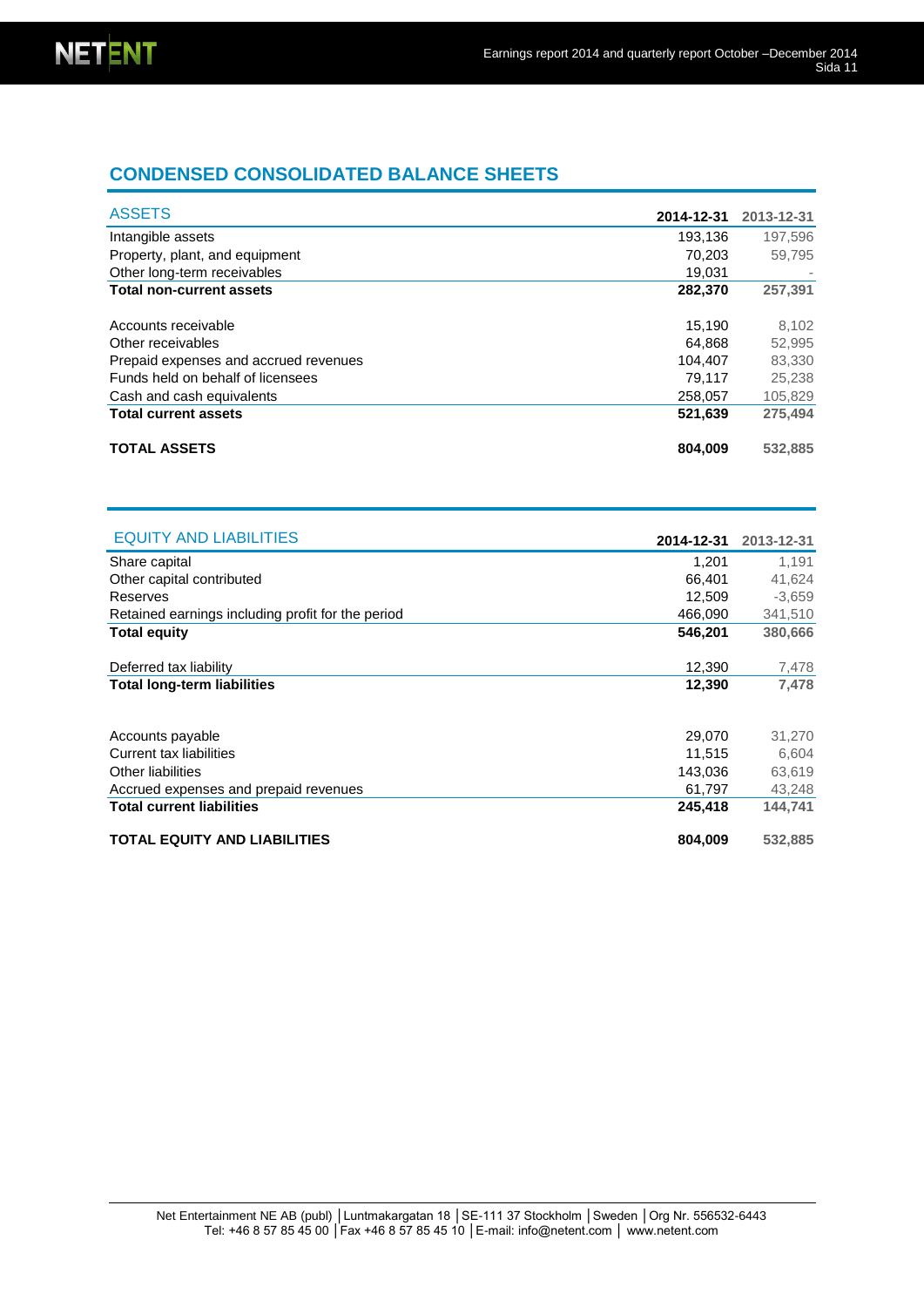## CONDENSED CONSOLIDATED BALANCE SHEETS

| ASSETS | 2014-12-31 | 2013-12-31 |
|---|---|---|
| Intangible assets | 193,136 | 197,596 |
| Property, plant, and equipment | 70,203 | 59,795 |
| Other long-term receivables | 19,031 | - |
| **Total non-current assets** | **282,370** | **257,391** |
| | | |
| Accounts receivable | 15,190 | 8,102 |
| Other receivables | 64,868 | 52,995 |
| Prepaid expenses and accrued revenues | 104,407 | 83,330 |
| Funds held on behalf of licensees | 79,117 | 25,238 |
| Cash and cash equivalents | 258,057 | 105,829 |
| **Total current assets** | **521,639** | **275,494** |
| | | |
| **TOTAL ASSETS** | **804,009** | **532,885** |

| EQUITY AND LIABILITIES | 2014-12-31 | 2013-12-31 |
|---|---|---|
| Share capital | 1,201 | 1,191 |
| Other capital contributed | 66,401 | 41,624 |
| Reserves | 12,509 | -3,659 |
| Retained earnings including profit for the period | 466,090 | 341,510 |
| **Total equity** | **546,201** | **380,666** |
| | | |
| Deferred tax liability | 12,390 | 7,478 |
| **Total long-term liabilities** | **12,390** | **7,478** |
| | | |
| Accounts payable | 29,070 | 31,270 |
| Current tax liabilities | 11,515 | 6,604 |
| Other liabilities | 143,036 | 63,619 |
| Accrued expenses and prepaid revenues | 61,797 | 43,248 |
| **Total current liabilities** | **245,418** | **144,741** |
| | | |
| **TOTAL EQUITY AND LIABILITIES** | **804,009** | **532,885** |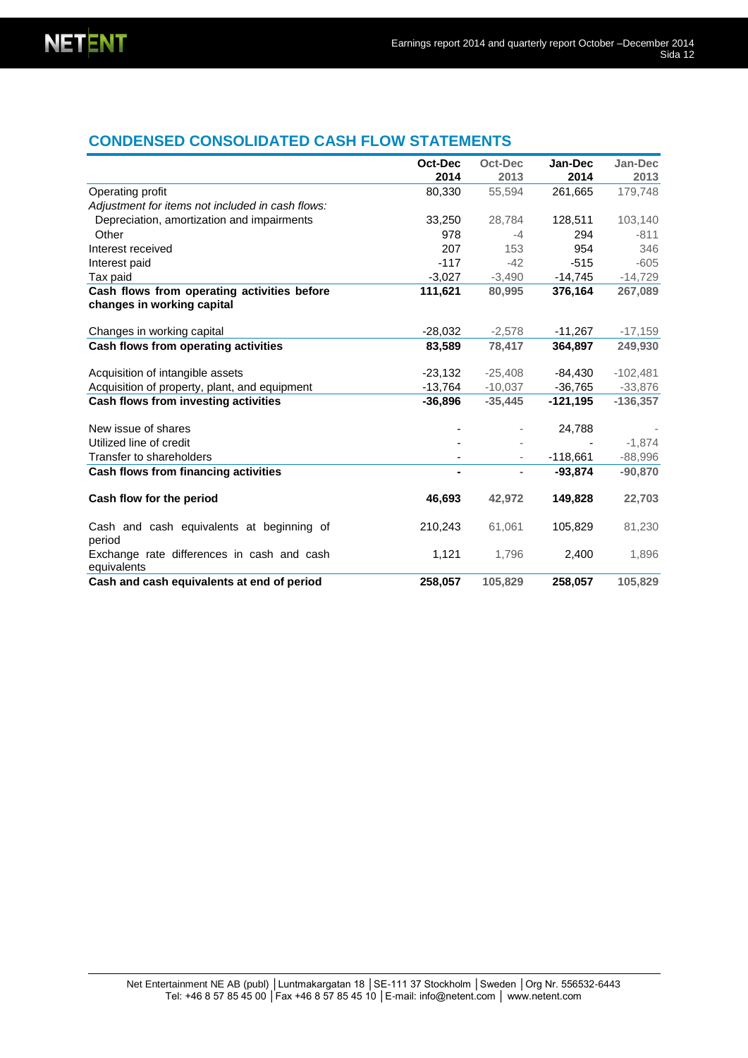## CONDENSED CONSOLIDATED CASH FLOW STATEMENTS

| | Oct-Dec 2014 | Oct-Dec 2013 | Jan-Dec 2014 | Jan-Dec 2013 |
|---|---|---|---|---|
| Operating profit | 80,330 | 55,594 | 261,665 | 179,748 |
| *Adjustment for items not included in cash flows:* | | | | |
| Depreciation, amortization and impairments | 33,250 | 28,784 | 128,511 | 103,140 |
| Other | 978 | -4 | 294 | -811 |
| Interest received | 207 | 153 | 954 | 346 |
| Interest paid | -117 | -42 | -515 | -605 |
| Tax paid | -3,027 | -3,490 | -14,745 | -14,729 |
| **Cash flows from operating activities before changes in working capital** | **111,621** | **80,995** | **376,164** | **267,089** |
| Changes in working capital | -28,032 | -2,578 | -11,267 | -17,159 |
| **Cash flows from operating activities** | **83,589** | **78,417** | **364,897** | **249,930** |
| Acquisition of intangible assets | -23,132 | -25,408 | -84,430 | -102,481 |
| Acquisition of property, plant, and equipment | -13,764 | -10,037 | -36,765 | -33,876 |
| **Cash flows from investing activities** | **-36,896** | **-35,445** | **-121,195** | **-136,357** |
| New issue of shares | - | - | 24,788 | - |
| Utilized line of credit | - | - | - | -1,874 |
| Transfer to shareholders | - | - | -118,661 | -88,996 |
| **Cash flows from financing activities** | **-** | **-** | **-93,874** | **-90,870** |
| **Cash flow for the period** | **46,693** | **42,972** | **149,828** | **22,703** |
| Cash and cash equivalents at beginning of period | 210,243 | 61,061 | 105,829 | 81,230 |
| Exchange rate differences in cash and cash equivalents | 1,121 | 1,796 | 2,400 | 1,896 |
| **Cash and cash equivalents at end of period** | **258,057** | **105,829** | **258,057** | **105,829** |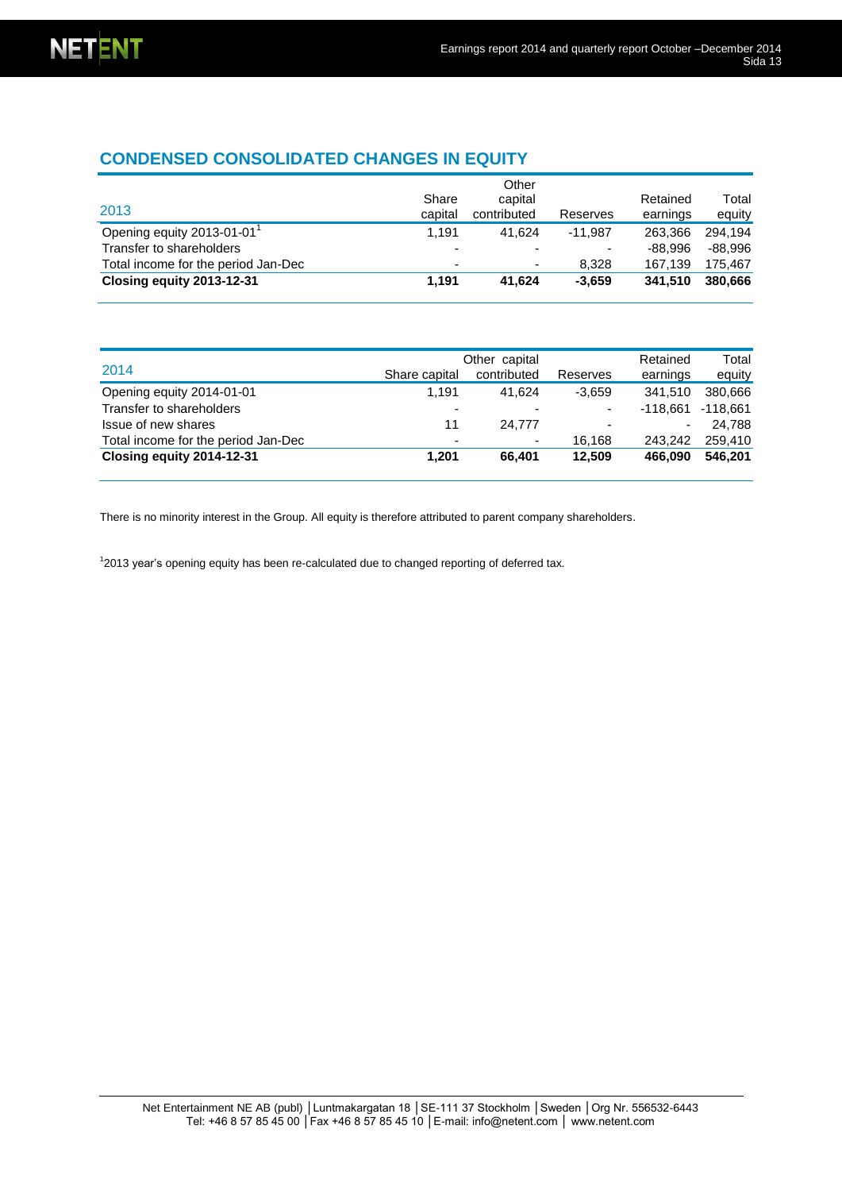## CONDENSED CONSOLIDATED CHANGES IN EQUITY

| 2013 | Share capital | Other capital contributed | Reserves | Retained earnings | Total equity |
|---|---|---|---|---|---|
| Opening equity 2013-01-01[1] | 1,191 | 41,624 | -11,987 | 263,366 | 294,194 |
| Transfer to shareholders | - | - | - | -88,996 | -88,996 |
| Total income for the period Jan-Dec | - | - | 8,328 | 167,139 | 175,467 |
| **Closing equity 2013-12-31** | **1,191** | **41,624** | **-3,659** | **341,510** | **380,666** |

| 2014 | Share capital | Other capital contributed | Reserves | Retained earnings | Total equity |
|---|---|---|---|---|---|
| Opening equity 2014-01-01 | 1,191 | 41,624 | -3,659 | 341,510 | 380,666 |
| Transfer to shareholders | - | - | - | -118,661 | -118,661 |
| Issue of new shares | 11 | 24,777 | - | - | 24,788 |
| Total income for the period Jan-Dec | - | - | 16,168 | 243,242 | 259,410 |
| **Closing equity 2014-12-31** | **1,201** | **66,401** | **12,509** | **466,090** | **546,201** |

There is no minority interest in the Group. All equity is therefore attributed to parent company shareholders.

[1]2013 year's opening equity has been re-calculated due to changed reporting of deferred tax.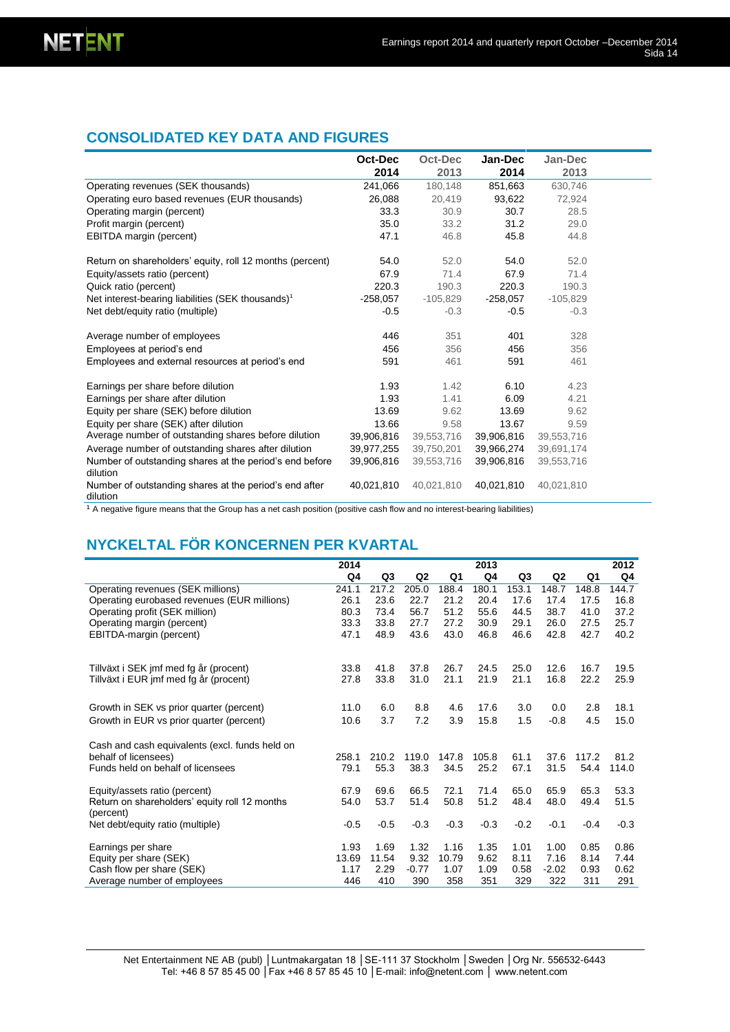## CONSOLIDATED KEY DATA AND FIGURES

| | Oct-Dec 2014 | Oct-Dec 2013 | Jan-Dec 2014 | Jan-Dec 2013 |
|---|---|---|---|---|
| Operating revenues (SEK thousands) | 241,066 | 180,148 | 851,663 | 630,746 |
| Operating euro based revenues (EUR thousands) | 26,088 | 20,419 | 93,622 | 72,924 |
| Operating margin (percent) | 33.3 | 30.9 | 30.7 | 28.5 |
| Profit margin (percent) | 35.0 | 33.2 | 31.2 | 29.0 |
| EBITDA margin (percent) | 47.1 | 46.8 | 45.8 | 44.8 |
| | | | | |
| Return on shareholders' equity, roll 12 months (percent) | 54.0 | 52.0 | 54.0 | 52.0 |
| Equity/assets ratio (percent) | 67.9 | 71.4 | 67.9 | 71.4 |
| Quick ratio (percent) | 220.3 | 190.3 | 220.3 | 190.3 |
| Net interest-bearing liabilities (SEK thousands)[1] | -258,057 | -105,829 | -258,057 | -105,829 |
| Net debt/equity ratio (multiple) | -0.5 | -0.3 | -0.5 | -0.3 |
| | | | | |
| Average number of employees | 446 | 351 | 401 | 328 |
| Employees at period's end | 456 | 356 | 456 | 356 |
| Employees and external resources at period's end | 591 | 461 | 591 | 461 |
| | | | | |
| Earnings per share before dilution | 1.93 | 1.42 | 6.10 | 4.23 |
| Earnings per share after dilution | 1.93 | 1.41 | 6.09 | 4.21 |
| Equity per share (SEK) before dilution | 13.69 | 9.62 | 13.69 | 9.62 |
| Equity per share (SEK) after dilution | 13.66 | 9.58 | 13.67 | 9.59 |
| Average number of outstanding shares before dilution | 39,906,816 | 39,553,716 | 39,906,816 | 39,553,716 |
| Average number of outstanding shares after dilution | 39,977,255 | 39,750,201 | 39,966,274 | 39,691,174 |
| Number of outstanding shares at the period's end before dilution | 39,906,816 | 39,553,716 | 39,906,816 | 39,553,716 |
| Number of outstanding shares at the period's end after dilution | 40,021,810 | 40,021,810 | 40,021,810 | 40,021,810 |

[1] A negative figure means that the Group has a net cash position (positive cash flow and no interest-bearing liabilities)

## NYCKELTAL FÖR KONCERNEN PER KVARTAL

| | 2014 | | | | 2013 | | | | 2012 |
|---|---|---|---|---|---|---|---|---|---|
| | Q4 | Q3 | Q2 | Q1 | Q4 | Q3 | Q2 | Q1 | Q4 |
| Operating revenues (SEK millions) | 241.1 | 217.2 | 205.0 | 188.4 | 180.1 | 153.1 | 148.7 | 148.8 | 144.7 |
| Operating eurobased revenues (EUR millions) | 26.1 | 23.6 | 22.7 | 21.2 | 20.4 | 17.6 | 17.4 | 17.5 | 16.8 |
| Operating profit (SEK million) | 80.3 | 73.4 | 56.7 | 51.2 | 55.6 | 44.5 | 38.7 | 41.0 | 37.2 |
| Operating margin (percent) | 33.3 | 33.8 | 27.7 | 27.2 | 30.9 | 29.1 | 26.0 | 27.5 | 25.7 |
| EBITDA-margin (percent) | 47.1 | 48.9 | 43.6 | 43.0 | 46.8 | 46.6 | 42.8 | 42.7 | 40.2 |
| | | | | | | | | | |
| Tillväxt i SEK jmf med fg år (procent) | 33.8 | 41.8 | 37.8 | 26.7 | 24.5 | 25.0 | 12.6 | 16.7 | 19.5 |
| Tillväxt i EUR jmf med fg år (procent) | 27.8 | 33.8 | 31.0 | 21.1 | 21.9 | 21.1 | 16.8 | 22.2 | 25.9 |
| | | | | | | | | | |
| Growth in SEK vs prior quarter (percent) | 11.0 | 6.0 | 8.8 | 4.6 | 17.6 | 3.0 | 0.0 | 2.8 | 18.1 |
| Growth in EUR vs prior quarter (percent) | 10.6 | 3.7 | 7.2 | 3.9 | 15.8 | 1.5 | -0.8 | 4.5 | 15.0 |
| | | | | | | | | | |
| Cash and cash equivalents (excl. funds held on behalf of licensees) | 258.1 | 210.2 | 119.0 | 147.8 | 105.8 | 61.1 | 37.6 | 117.2 | 81.2 |
| Funds held on behalf of licensees | 79.1 | 55.3 | 38.3 | 34.5 | 25.2 | 67.1 | 31.5 | 54.4 | 114.0 |
| | | | | | | | | | |
| Equity/assets ratio (percent) | 67.9 | 69.6 | 66.5 | 72.1 | 71.4 | 65.0 | 65.9 | 65.3 | 53.3 |
| Return on shareholders' equity roll 12 months (percent) | 54.0 | 53.7 | 51.4 | 50.8 | 51.2 | 48.4 | 48.0 | 49.4 | 51.5 |
| Net debt/equity ratio (multiple) | -0.5 | -0.5 | -0.3 | -0.3 | -0.3 | -0.2 | -0.1 | -0.4 | -0.3 |
| | | | | | | | | | |
| Earnings per share | 1.93 | 1.69 | 1.32 | 1.16 | 1.35 | 1.01 | 1.00 | 0.85 | 0.86 |
| Equity per share (SEK) | 13.69 | 11.54 | 9.32 | 10.79 | 9.62 | 8.11 | 7.16 | 8.14 | 7.44 |
| Cash flow per share (SEK) | 1.17 | 2.29 | -0.77 | 1.07 | 1.09 | 0.58 | -2.02 | 0.93 | 0.62 |
| Average number of employees | 446 | 410 | 390 | 358 | 351 | 329 | 322 | 311 | 291 |

Net Entertainment NE AB (publ) │Luntmakargatan 18 │SE-111 37 Stockholm │Sweden │Org Nr. 556532-6443
Tel: +46 8 57 85 45 00 │Fax +46 8 57 85 45 10 │E-mail: info@netent.com │ www.netent.com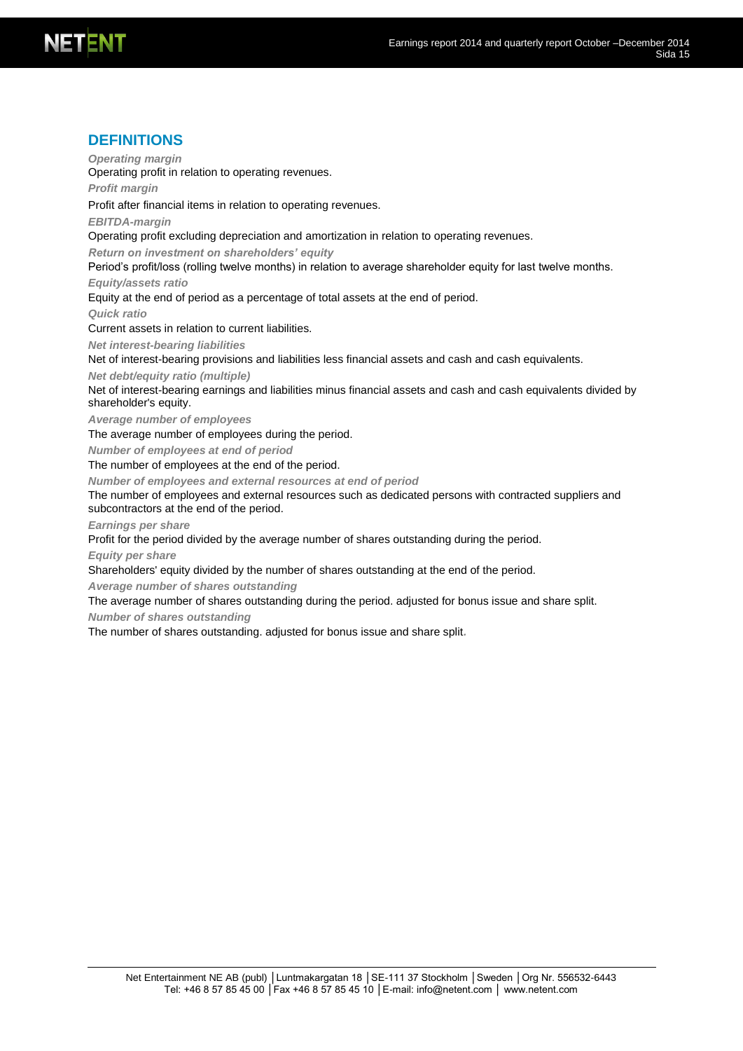## DEFINITIONS

***Operating margin***

Operating profit in relation to operating revenues.

***Profit margin***

Profit after financial items in relation to operating revenues.

***EBITDA-margin***

Operating profit excluding depreciation and amortization in relation to operating revenues.

***Return on investment on shareholders' equity***

Period's profit/loss (rolling twelve months) in relation to average shareholder equity for last twelve months.

***Equity/assets ratio***

Equity at the end of period as a percentage of total assets at the end of period.

***Quick ratio***

Current assets in relation to current liabilities.

***Net interest-bearing liabilities***

Net of interest-bearing provisions and liabilities less financial assets and cash and cash equivalents.

***Net debt/equity ratio (multiple)***

Net of interest-bearing earnings and liabilities minus financial assets and cash and cash equivalents divided by shareholder's equity.

***Average number of employees***

The average number of employees during the period.

***Number of employees at end of period***

The number of employees at the end of the period.

***Number of employees and external resources at end of period***

The number of employees and external resources such as dedicated persons with contracted suppliers and subcontractors at the end of the period.

***Earnings per share***

Profit for the period divided by the average number of shares outstanding during the period.

***Equity per share***

Shareholders' equity divided by the number of shares outstanding at the end of the period.

***Average number of shares outstanding***

The average number of shares outstanding during the period. adjusted for bonus issue and share split.

***Number of shares outstanding***

The number of shares outstanding. adjusted for bonus issue and share split.

Net Entertainment NE AB (publ) │Luntmakargatan 18 │SE-111 37 Stockholm │Sweden │Org Nr. 556532-6443
Tel: +46 8 57 85 45 00 │Fax +46 8 57 85 45 10 │E-mail: info@netent.com │ www.netent.com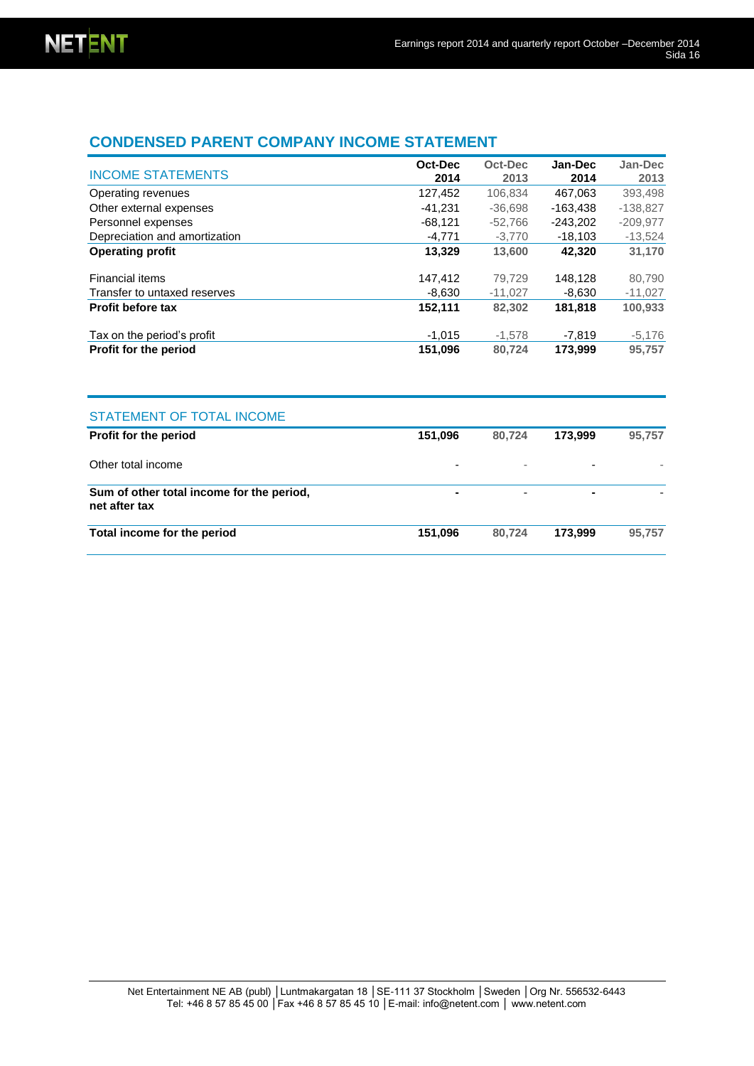## CONDENSED PARENT COMPANY INCOME STATEMENT

| INCOME STATEMENTS | Oct-Dec 2014 | Oct-Dec 2013 | Jan-Dec 2014 | Jan-Dec 2013 |
|---|---|---|---|---|
| Operating revenues | 127,452 | 106,834 | 467,063 | 393,498 |
| Other external expenses | -41,231 | -36,698 | -163,438 | -138,827 |
| Personnel expenses | -68,121 | -52,766 | -243,202 | -209,977 |
| Depreciation and amortization | -4,771 | -3,770 | -18,103 | -13,524 |
| **Operating profit** | **13,329** | **13,600** | **42,320** | **31,170** |
| Financial items | 147,412 | 79,729 | 148,128 | 80,790 |
| Transfer to untaxed reserves | -8,630 | -11,027 | -8,630 | -11,027 |
| **Profit before tax** | **152,111** | **82,302** | **181,818** | **100,933** |
| Tax on the period's profit | -1,015 | -1,578 | -7,819 | -5,176 |
| **Profit for the period** | **151,096** | **80,724** | **173,999** | **95,757** |

| STATEMENT OF TOTAL INCOME | | | | |
|---|---|---|---|---|
| **Profit for the period** | **151,096** | **80,724** | **173,999** | **95,757** |
| Other total income | - | - | - | - |
| **Sum of other total income for the period, net after tax** | **-** | **-** | **-** | **-** |
| **Total income for the period** | **151,096** | **80,724** | **173,999** | **95,757** |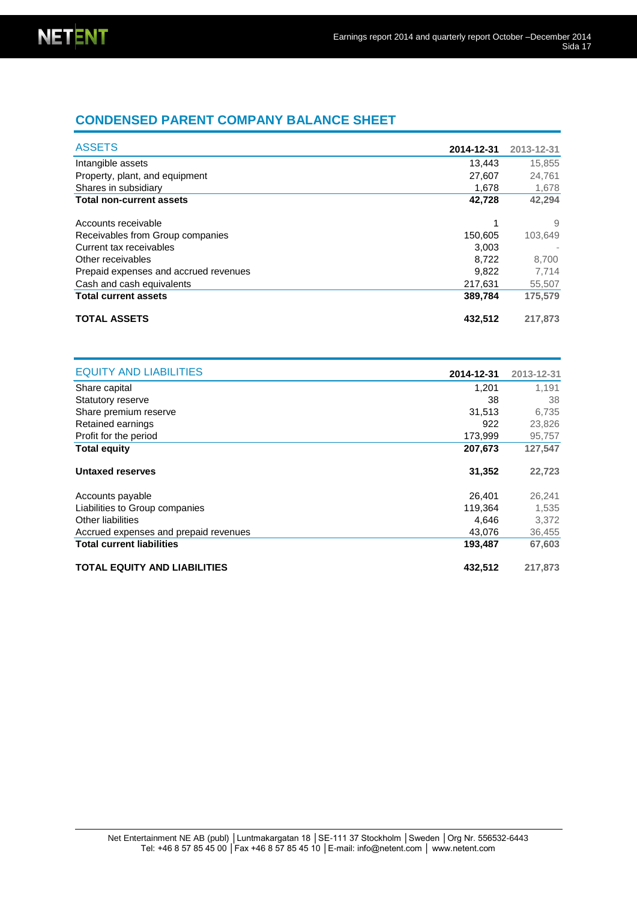## CONDENSED PARENT COMPANY BALANCE SHEET

| ASSETS | 2014-12-31 | 2013-12-31 |
|---|---|---|
| Intangible assets | 13,443 | 15,855 |
| Property, plant, and equipment | 27,607 | 24,761 |
| Shares in subsidiary | 1,678 | 1,678 |
| **Total non-current assets** | **42,728** | **42,294** |
| | | |
| Accounts receivable | 1 | 9 |
| Receivables from Group companies | 150,605 | 103,649 |
| Current tax receivables | 3,003 | - |
| Other receivables | 8,722 | 8,700 |
| Prepaid expenses and accrued revenues | 9,822 | 7,714 |
| Cash and cash equivalents | 217,631 | 55,507 |
| **Total current assets** | **389,784** | **175,579** |
| | | |
| **TOTAL ASSETS** | **432,512** | **217,873** |

| EQUITY AND LIABILITIES | 2014-12-31 | 2013-12-31 |
|---|---|---|
| Share capital | 1,201 | 1,191 |
| Statutory reserve | 38 | 38 |
| Share premium reserve | 31,513 | 6,735 |
| Retained earnings | 922 | 23,826 |
| Profit for the period | 173,999 | 95,757 |
| **Total equity** | **207,673** | **127,547** |
| | | |
| **Untaxed reserves** | **31,352** | **22,723** |
| | | |
| Accounts payable | 26,401 | 26,241 |
| Liabilities to Group companies | 119,364 | 1,535 |
| Other liabilities | 4,646 | 3,372 |
| Accrued expenses and prepaid revenues | 43,076 | 36,455 |
| **Total current liabilities** | **193,487** | **67,603** |
| | | |
| **TOTAL EQUITY AND LIABILITIES** | **432,512** | **217,873** |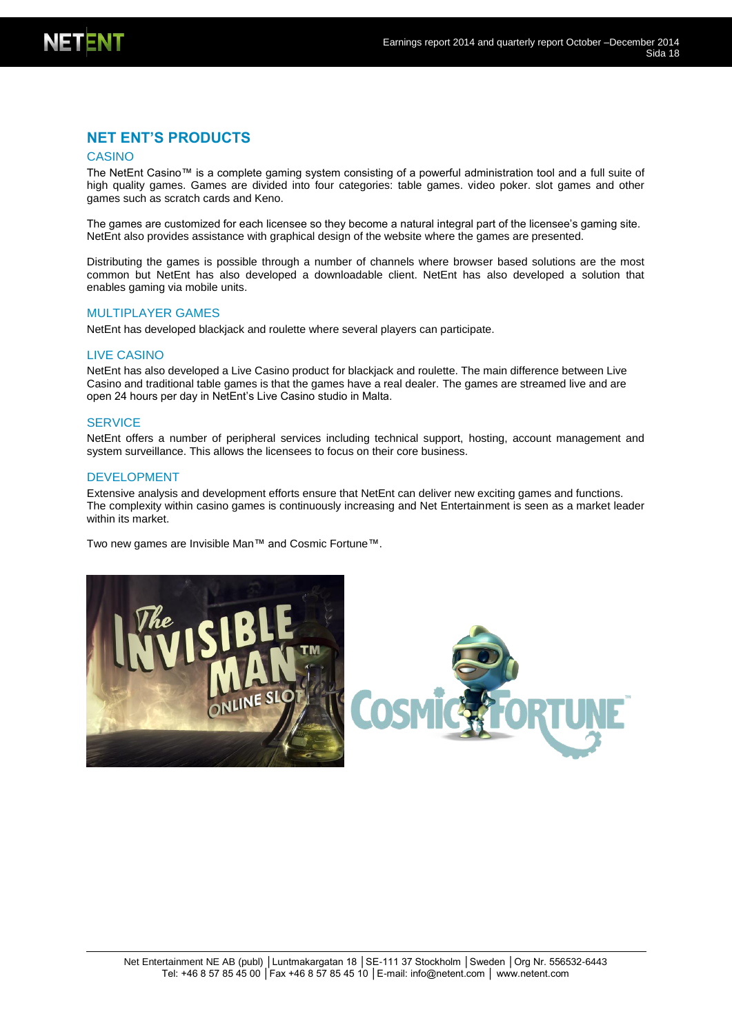## NET ENT'S PRODUCTS

### CASINO

The NetEnt Casino™ is a complete gaming system consisting of a powerful administration tool and a full suite of high quality games. Games are divided into four categories: table games. video poker. slot games and other games such as scratch cards and Keno.

The games are customized for each licensee so they become a natural integral part of the licensee's gaming site. NetEnt also provides assistance with graphical design of the website where the games are presented.

Distributing the games is possible through a number of channels where browser based solutions are the most common but NetEnt has also developed a downloadable client. NetEnt has also developed a solution that enables gaming via mobile units.

### MULTIPLAYER GAMES

NetEnt has developed blackjack and roulette where several players can participate.

### LIVE CASINO

NetEnt has also developed a Live Casino product for blackjack and roulette. The main difference between Live Casino and traditional table games is that the games have a real dealer. The games are streamed live and are open 24 hours per day in NetEnt's Live Casino studio in Malta.

### SERVICE

NetEnt offers a number of peripheral services including technical support, hosting, account management and system surveillance. This allows the licensees to focus on their core business.

### DEVELOPMENT

Extensive analysis and development efforts ensure that NetEnt can deliver new exciting games and functions. The complexity within casino games is continuously increasing and Net Entertainment is seen as a market leader within its market.

Two new games are Invisible Man™ and Cosmic Fortune™.

Net Entertainment NE AB (publ) │Luntmakargatan 18 │SE-111 37 Stockholm │Sweden │Org Nr. 556532-6443
Tel: +46 8 57 85 45 00 │Fax +46 8 57 85 45 10 │E-mail: info@netent.com │ www.netent.com